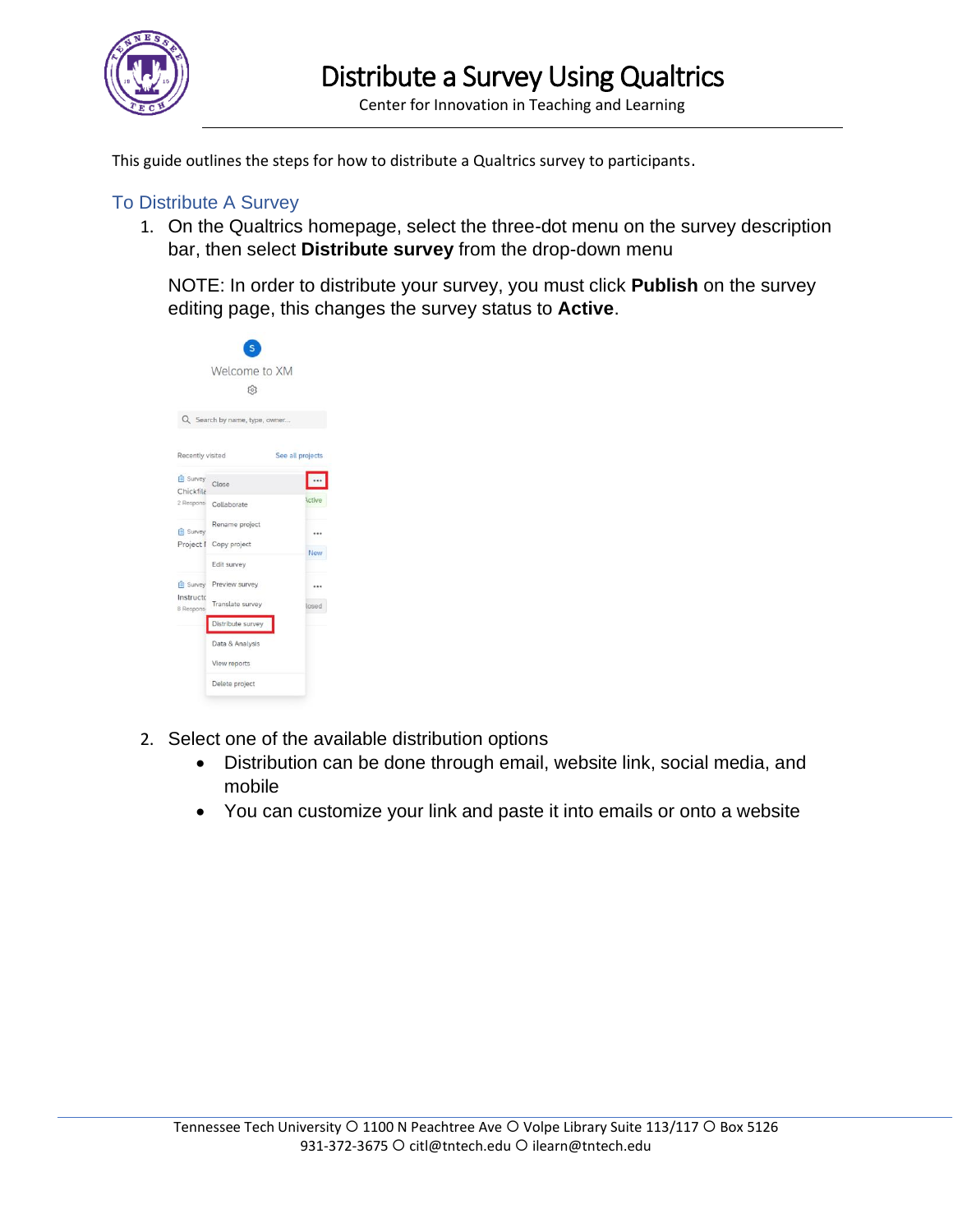# Distribute a Survey Using Qualtrics

Center for Innovation in Teaching and Learning

This guide outlines the steps for how to distribute a Qualtrics survey to participants.

## To Distribute A Survey

1. On the Qualtrics homepage, select the three-dot menu on the survey description bar, then select **Distribute survey** from the drop-down menu

   NOTE: In order to distribute your survey, you must click **Publish** on the survey editing page, this changes the survey status to **Active**.

2. Select one of the available distribution options
   - Distribution can be done through email, website link, social media, and mobile
   - You can customize your link and paste it into emails or onto a website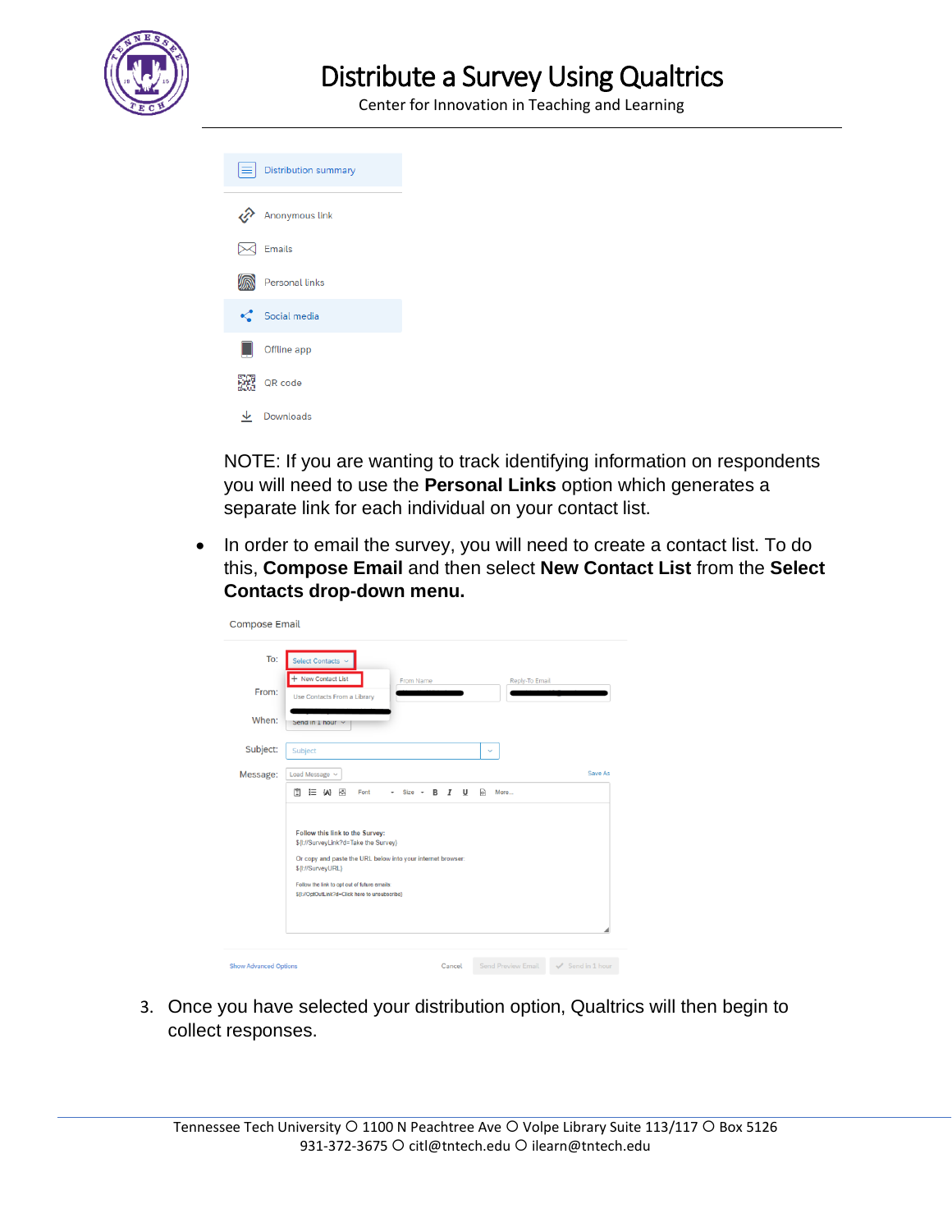NOTE: If you are wanting to track identifying information on respondents you will need to use the **Personal Links** option which generates a separate link for each individual on your contact list.

- In order to email the survey, you will need to create a contact list. To do this, **Compose Email** and then select **New Contact List** from the **Select Contacts drop-down menu.**

3. Once you have selected your distribution option, Qualtrics will then begin to collect responses.